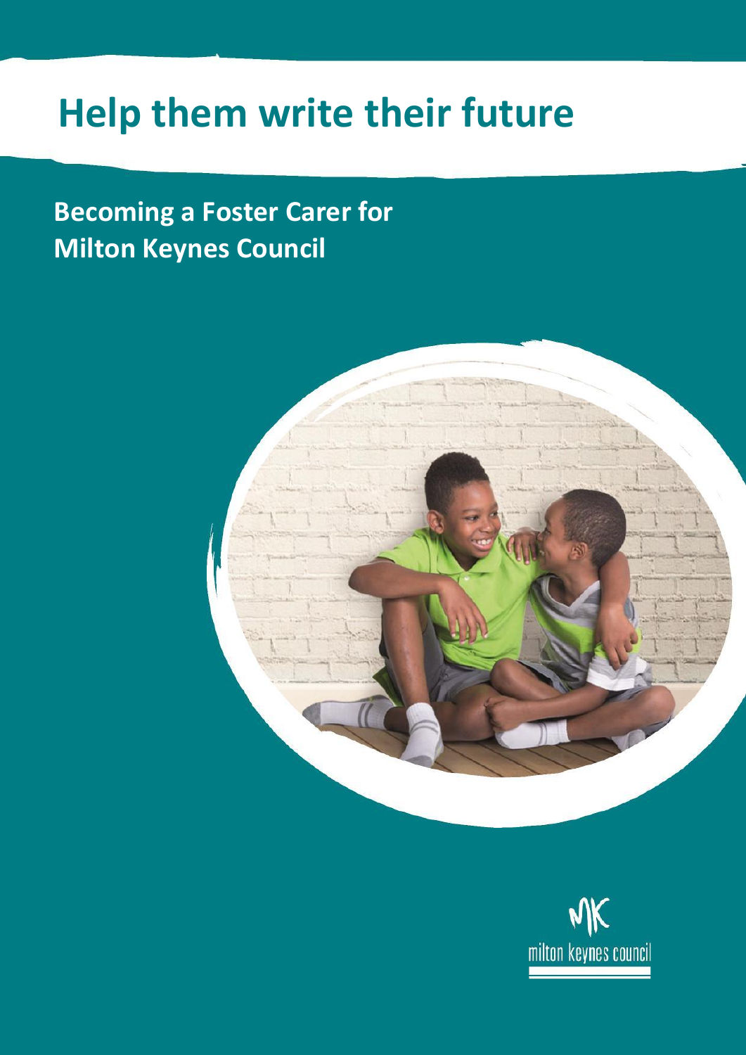# Help them write their future

## Becoming a Foster Carer for Milton Keynes Council

milton keynes council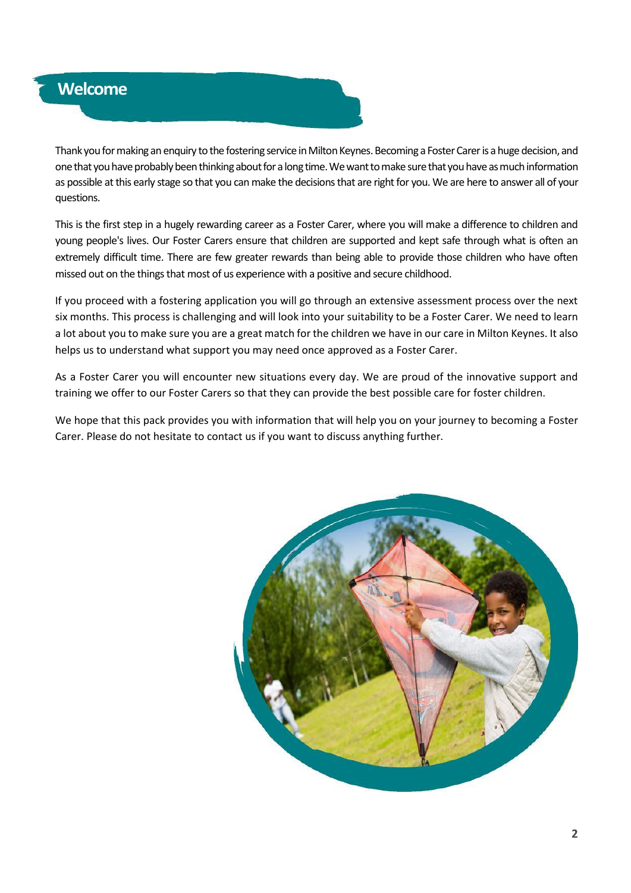## Welcome

Thank you for making an enquiry to the fostering service in Milton Keynes. Becoming a Foster Carer is a huge decision, and one that you have probably been thinking about for a long time. We want to make sure that you have as much information as possible at this early stage so that you can make the decisions that are right for you. We are here to answer all of your questions.

This is the first step in a hugely rewarding career as a Foster Carer, where you will make a difference to children and young people's lives. Our Foster Carers ensure that children are supported and kept safe through what is often an extremely difficult time. There are few greater rewards than being able to provide those children who have often missed out on the things that most of us experience with a positive and secure childhood.

If you proceed with a fostering application you will go through an extensive assessment process over the next six months. This process is challenging and will look into your suitability to be a Foster Carer. We need to learn a lot about you to make sure you are a great match for the children we have in our care in Milton Keynes. It also helps us to understand what support you may need once approved as a Foster Carer.

As a Foster Carer you will encounter new situations every day. We are proud of the innovative support and training we offer to our Foster Carers so that they can provide the best possible care for foster children.

We hope that this pack provides you with information that will help you on your journey to becoming a Foster Carer. Please do not hesitate to contact us if you want to discuss anything further.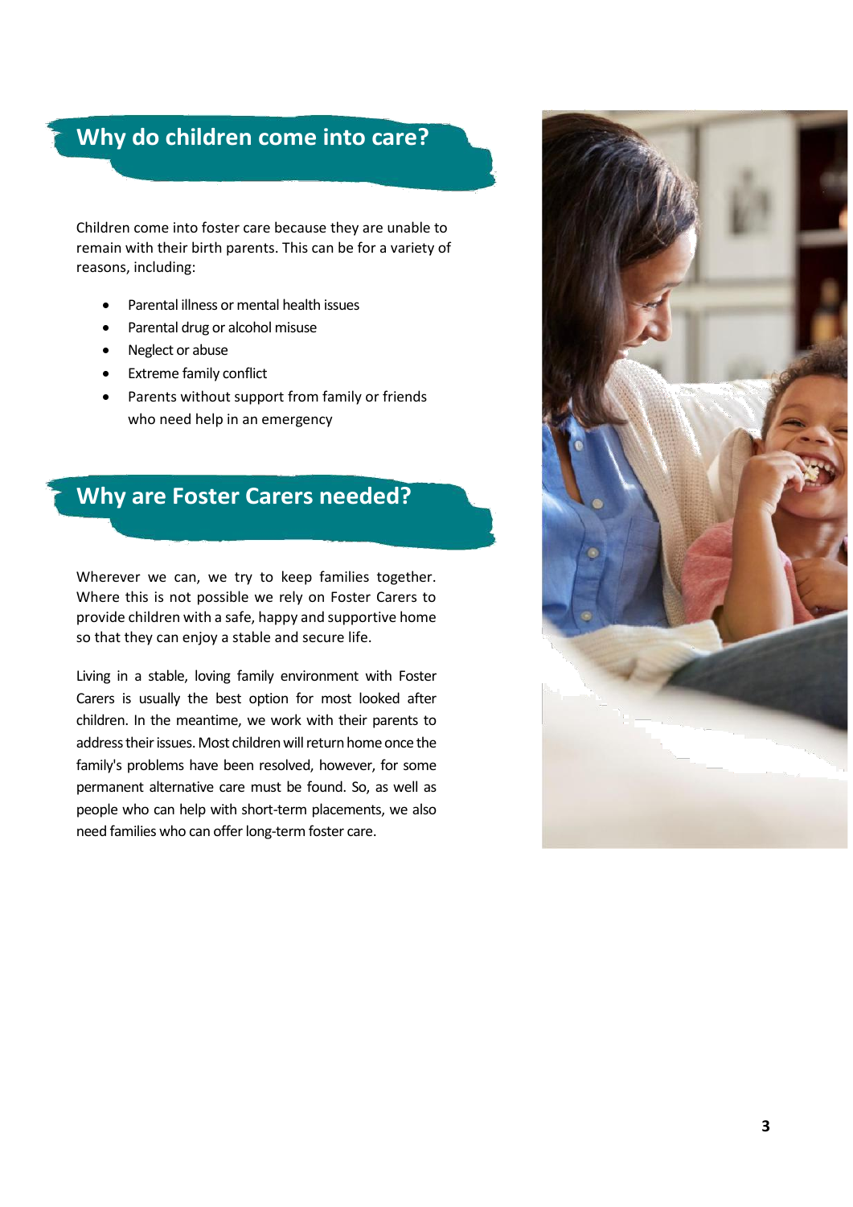## Why do children come into care?

Children come into foster care because they are unable to remain with their birth parents. This can be for a variety of reasons, including:

- Parental illness or mental health issues
- Parental drug or alcohol misuse
- Neglect or abuse
- Extreme family conflict
- Parents without support from family or friends who need help in an emergency

## Why are Foster Carers needed?

Wherever we can, we try to keep families together. Where this is not possible we rely on Foster Carers to provide children with a safe, happy and supportive home so that they can enjoy a stable and secure life.

Living in a stable, loving family environment with Foster Carers is usually the best option for most looked after children. In the meantime, we work with their parents to address their issues. Most children will return home once the family's problems have been resolved, however, for some permanent alternative care must be found. So, as well as people who can help with short-term placements, we also need families who can offer long-term foster care.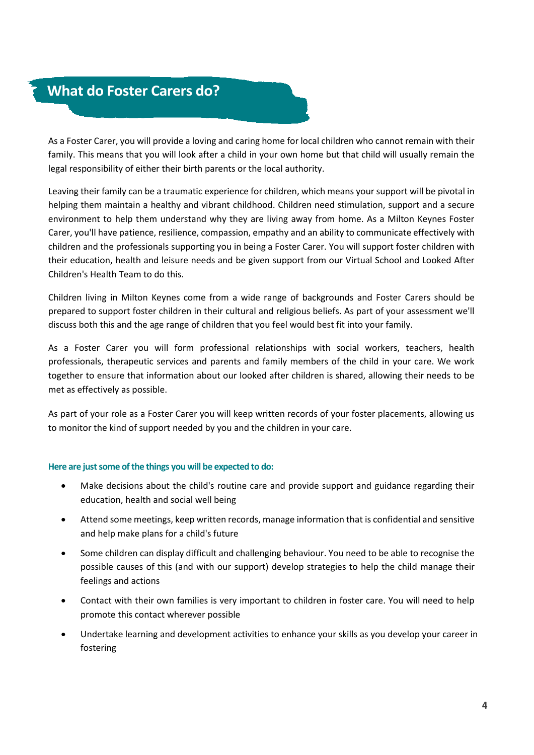## What do Foster Carers do?

As a Foster Carer, you will provide a loving and caring home for local children who cannot remain with their family. This means that you will look after a child in your own home but that child will usually remain the legal responsibility of either their birth parents or the local authority.

Leaving their family can be a traumatic experience for children, which means your support will be pivotal in helping them maintain a healthy and vibrant childhood. Children need stimulation, support and a secure environment to help them understand why they are living away from home. As a Milton Keynes Foster Carer, you'll have patience, resilience, compassion, empathy and an ability to communicate effectively with children and the professionals supporting you in being a Foster Carer. You will support foster children with their education, health and leisure needs and be given support from our Virtual School and Looked After Children's Health Team to do this.

Children living in Milton Keynes come from a wide range of backgrounds and Foster Carers should be prepared to support foster children in their cultural and religious beliefs. As part of your assessment we'll discuss both this and the age range of children that you feel would best fit into your family.

As a Foster Carer you will form professional relationships with social workers, teachers, health professionals, therapeutic services and parents and family members of the child in your care. We work together to ensure that information about our looked after children is shared, allowing their needs to be met as effectively as possible.

As part of your role as a Foster Carer you will keep written records of your foster placements, allowing us to monitor the kind of support needed by you and the children in your care.

**Here are just some of the things you will be expected to do:**

- Make decisions about the child's routine care and provide support and guidance regarding their education, health and social well being
- Attend some meetings, keep written records, manage information that is confidential and sensitive and help make plans for a child's future
- Some children can display difficult and challenging behaviour. You need to be able to recognise the possible causes of this (and with our support) develop strategies to help the child manage their feelings and actions
- Contact with their own families is very important to children in foster care. You will need to help promote this contact wherever possible
- Undertake learning and development activities to enhance your skills as you develop your career in fostering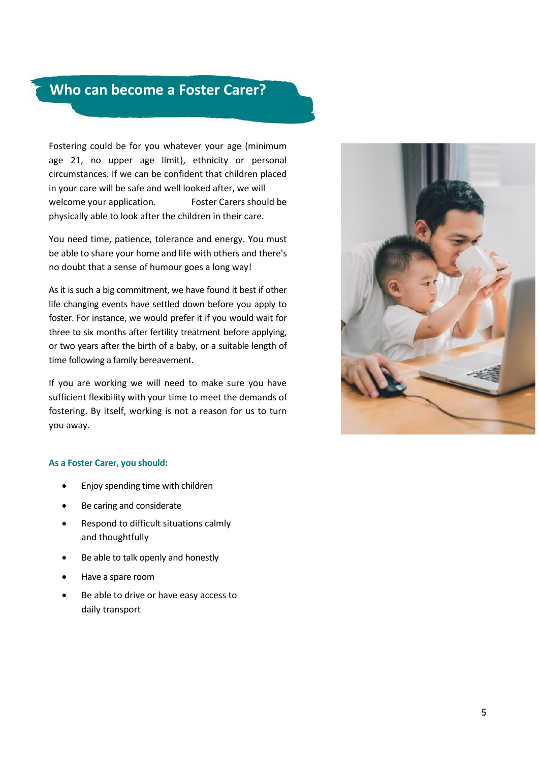## Who can become a Foster Carer?

Fostering could be for you whatever your age (minimum age 21, no upper age limit), ethnicity or personal circumstances. If we can be confident that children placed in your care will be safe and well looked after, we will welcome your application. Foster Carers should be physically able to look after the children in their care.

You need time, patience, tolerance and energy. You must be able to share your home and life with others and there's no doubt that a sense of humour goes a long way!

As it is such a big commitment, we have found it best if other life changing events have settled down before you apply to foster. For instance, we would prefer it if you would wait for three to six months after fertility treatment before applying, or two years after the birth of a baby, or a suitable length of time following a family bereavement.

If you are working we will need to make sure you have sufficient flexibility with your time to meet the demands of fostering. By itself, working is not a reason for us to turn you away.

**As a Foster Carer, you should:**

- Enjoy spending time with children
- Be caring and considerate
- Respond to difficult situations calmly and thoughtfully
- Be able to talk openly and honestly
- Have a spare room
- Be able to drive or have easy access to daily transport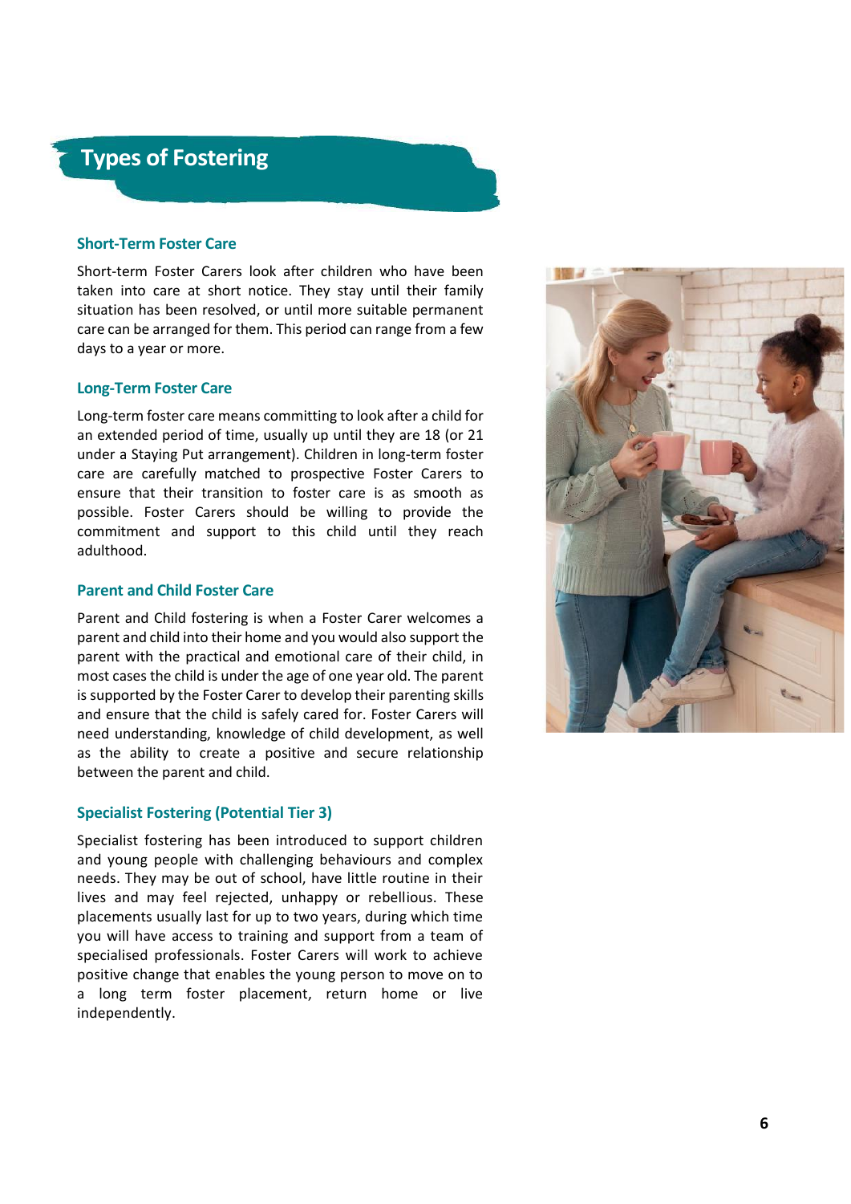# Types of Fostering

### Short-Term Foster Care

Short-term Foster Carers look after children who have been taken into care at short notice. They stay until their family situation has been resolved, or until more suitable permanent care can be arranged for them. This period can range from a few days to a year or more.

### Long-Term Foster Care

Long-term foster care means committing to look after a child for an extended period of time, usually up until they are 18 (or 21 under a Staying Put arrangement). Children in long-term foster care are carefully matched to prospective Foster Carers to ensure that their transition to foster care is as smooth as possible. Foster Carers should be willing to provide the commitment and support to this child until they reach adulthood.

### Parent and Child Foster Care

Parent and Child fostering is when a Foster Carer welcomes a parent and child into their home and you would also support the parent with the practical and emotional care of their child, in most cases the child is under the age of one year old. The parent is supported by the Foster Carer to develop their parenting skills and ensure that the child is safely cared for. Foster Carers will need understanding, knowledge of child development, as well as the ability to create a positive and secure relationship between the parent and child.

### Specialist Fostering (Potential Tier 3)

Specialist fostering has been introduced to support children and young people with challenging behaviours and complex needs. They may be out of school, have little routine in their lives and may feel rejected, unhappy or rebellious. These placements usually last for up to two years, during which time you will have access to training and support from a team of specialised professionals. Foster Carers will work to achieve positive change that enables the young person to move on to a long term foster placement, return home or live independently.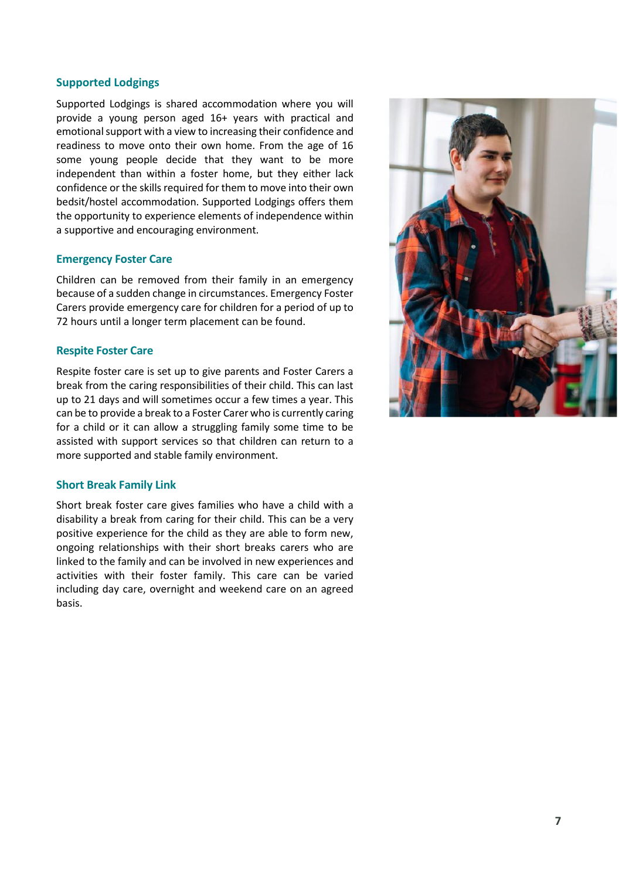### Supported Lodgings

Supported Lodgings is shared accommodation where you will provide a young person aged 16+ years with practical and emotional support with a view to increasing their confidence and readiness to move onto their own home. From the age of 16 some young people decide that they want to be more independent than within a foster home, but they either lack confidence or the skills required for them to move into their own bedsit/hostel accommodation. Supported Lodgings offers them the opportunity to experience elements of independence within a supportive and encouraging environment.

### Emergency Foster Care

Children can be removed from their family in an emergency because of a sudden change in circumstances. Emergency Foster Carers provide emergency care for children for a period of up to 72 hours until a longer term placement can be found.

### Respite Foster Care

Respite foster care is set up to give parents and Foster Carers a break from the caring responsibilities of their child. This can last up to 21 days and will sometimes occur a few times a year. This can be to provide a break to a Foster Carer who is currently caring for a child or it can allow a struggling family some time to be assisted with support services so that children can return to a more supported and stable family environment.

### Short Break Family Link

Short break foster care gives families who have a child with a disability a break from caring for their child. This can be a very positive experience for the child as they are able to form new, ongoing relationships with their short breaks carers who are linked to the family and can be involved in new experiences and activities with their foster family. This care can be varied including day care, overnight and weekend care on an agreed basis.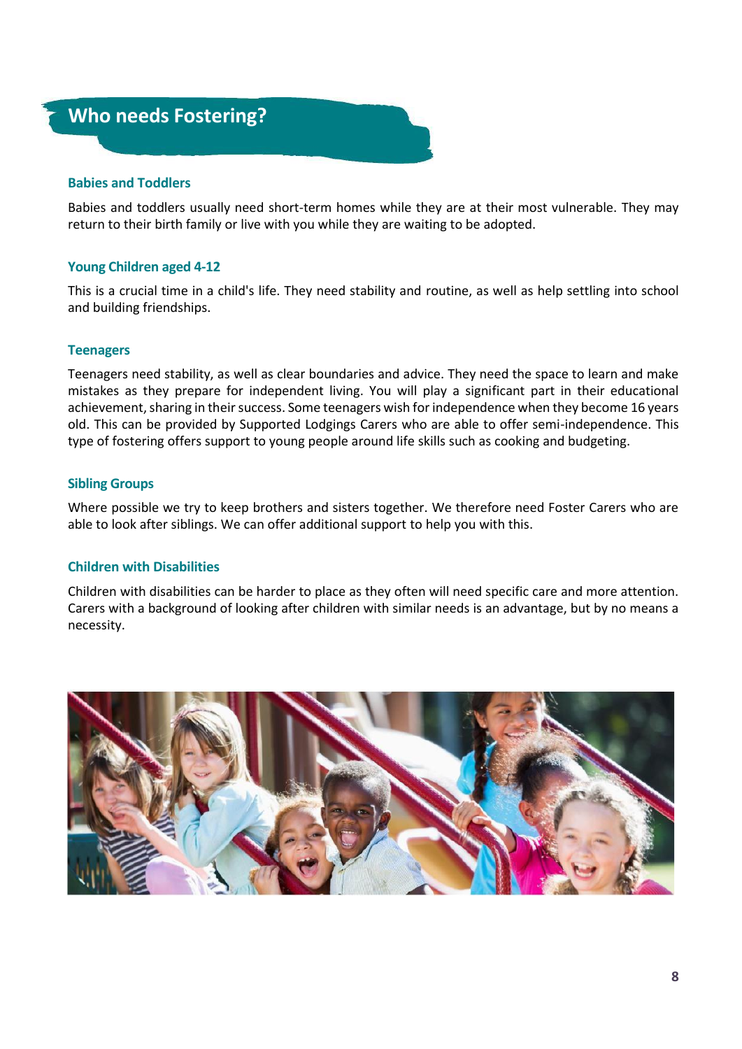# Who needs Fostering?

### Babies and Toddlers

Babies and toddlers usually need short-term homes while they are at their most vulnerable. They may return to their birth family or live with you while they are waiting to be adopted.

### Young Children aged 4-12

This is a crucial time in a child's life. They need stability and routine, as well as help settling into school and building friendships.

### Teenagers

Teenagers need stability, as well as clear boundaries and advice. They need the space to learn and make mistakes as they prepare for independent living. You will play a significant part in their educational achievement, sharing in their success. Some teenagers wish for independence when they become 16 years old. This can be provided by Supported Lodgings Carers who are able to offer semi-independence. This type of fostering offers support to young people around life skills such as cooking and budgeting.

### Sibling Groups

Where possible we try to keep brothers and sisters together. We therefore need Foster Carers who are able to look after siblings. We can offer additional support to help you with this.

### Children with Disabilities

Children with disabilities can be harder to place as they often will need specific care and more attention. Carers with a background of looking after children with similar needs is an advantage, but by no means a necessity.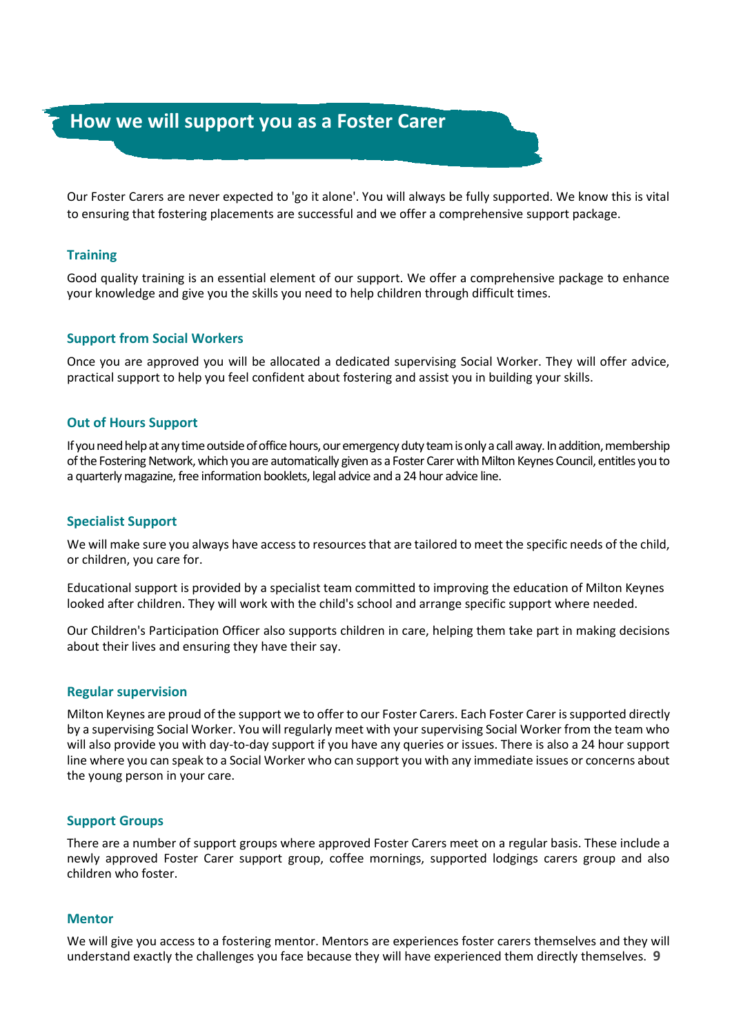# How we will support you as a Foster Carer

Our Foster Carers are never expected to 'go it alone'. You will always be fully supported. We know this is vital to ensuring that fostering placements are successful and we offer a comprehensive support package.

### Training

Good quality training is an essential element of our support. We offer a comprehensive package to enhance your knowledge and give you the skills you need to help children through difficult times.

### Support from Social Workers

Once you are approved you will be allocated a dedicated supervising Social Worker. They will offer advice, practical support to help you feel confident about fostering and assist you in building your skills.

### Out of Hours Support

If you need help at any time outside of office hours, our emergency duty team is only a call away. In addition, membership of the Fostering Network, which you are automatically given as a Foster Carer with Milton Keynes Council, entitles you to a quarterly magazine, free information booklets, legal advice and a 24 hour advice line.

### Specialist Support

We will make sure you always have access to resources that are tailored to meet the specific needs of the child, or children, you care for.

Educational support is provided by a specialist team committed to improving the education of Milton Keynes looked after children. They will work with the child's school and arrange specific support where needed.

Our Children's Participation Officer also supports children in care, helping them take part in making decisions about their lives and ensuring they have their say.

### Regular supervision

Milton Keynes are proud of the support we to offer to our Foster Carers. Each Foster Carer is supported directly by a supervising Social Worker. You will regularly meet with your supervising Social Worker from the team who will also provide you with day-to-day support if you have any queries or issues. There is also a 24 hour support line where you can speak to a Social Worker who can support you with any immediate issues or concerns about the young person in your care.

### Support Groups

There are a number of support groups where approved Foster Carers meet on a regular basis. These include a newly approved Foster Carer support group, coffee mornings, supported lodgings carers group and also children who foster.

### Mentor

We will give you access to a fostering mentor. Mentors are experiences foster carers themselves and they will understand exactly the challenges you face because they will have experienced them directly themselves.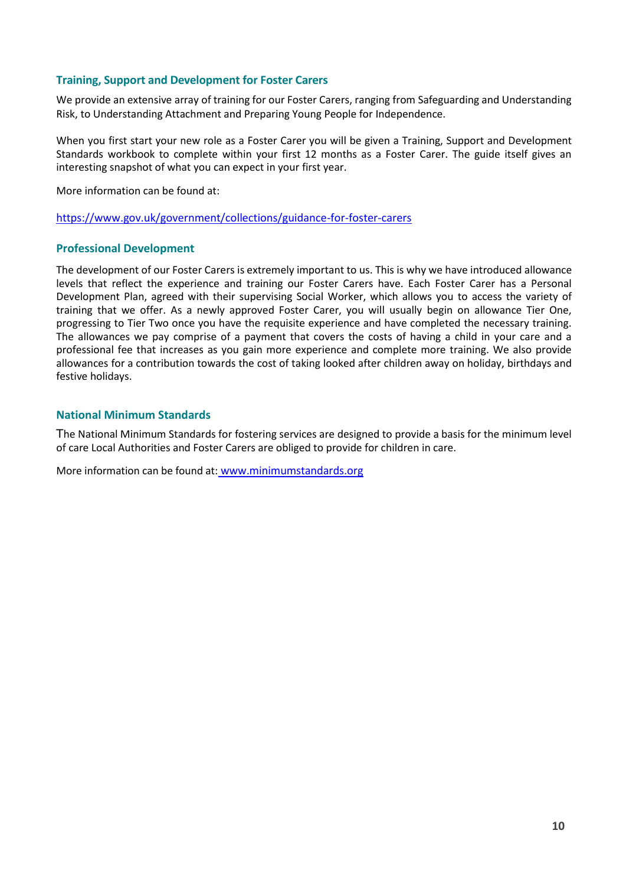## Training, Support and Development for Foster Carers

We provide an extensive array of training for our Foster Carers, ranging from Safeguarding and Understanding Risk, to Understanding Attachment and Preparing Young People for Independence.

When you first start your new role as a Foster Carer you will be given a Training, Support and Development Standards workbook to complete within your first 12 months as a Foster Carer. The guide itself gives an interesting snapshot of what you can expect in your first year.

More information can be found at:

https://www.gov.uk/government/collections/guidance-for-foster-carers

## Professional Development

The development of our Foster Carers is extremely important to us. This is why we have introduced allowance levels that reflect the experience and training our Foster Carers have. Each Foster Carer has a Personal Development Plan, agreed with their supervising Social Worker, which allows you to access the variety of training that we offer. As a newly approved Foster Carer, you will usually begin on allowance Tier One, progressing to Tier Two once you have the requisite experience and have completed the necessary training. The allowances we pay comprise of a payment that covers the costs of having a child in your care and a professional fee that increases as you gain more experience and complete more training. We also provide allowances for a contribution towards the cost of taking looked after children away on holiday, birthdays and festive holidays.

## National Minimum Standards

The National Minimum Standards for fostering services are designed to provide a basis for the minimum level of care Local Authorities and Foster Carers are obliged to provide for children in care.

More information can be found at: www.minimumstandards.org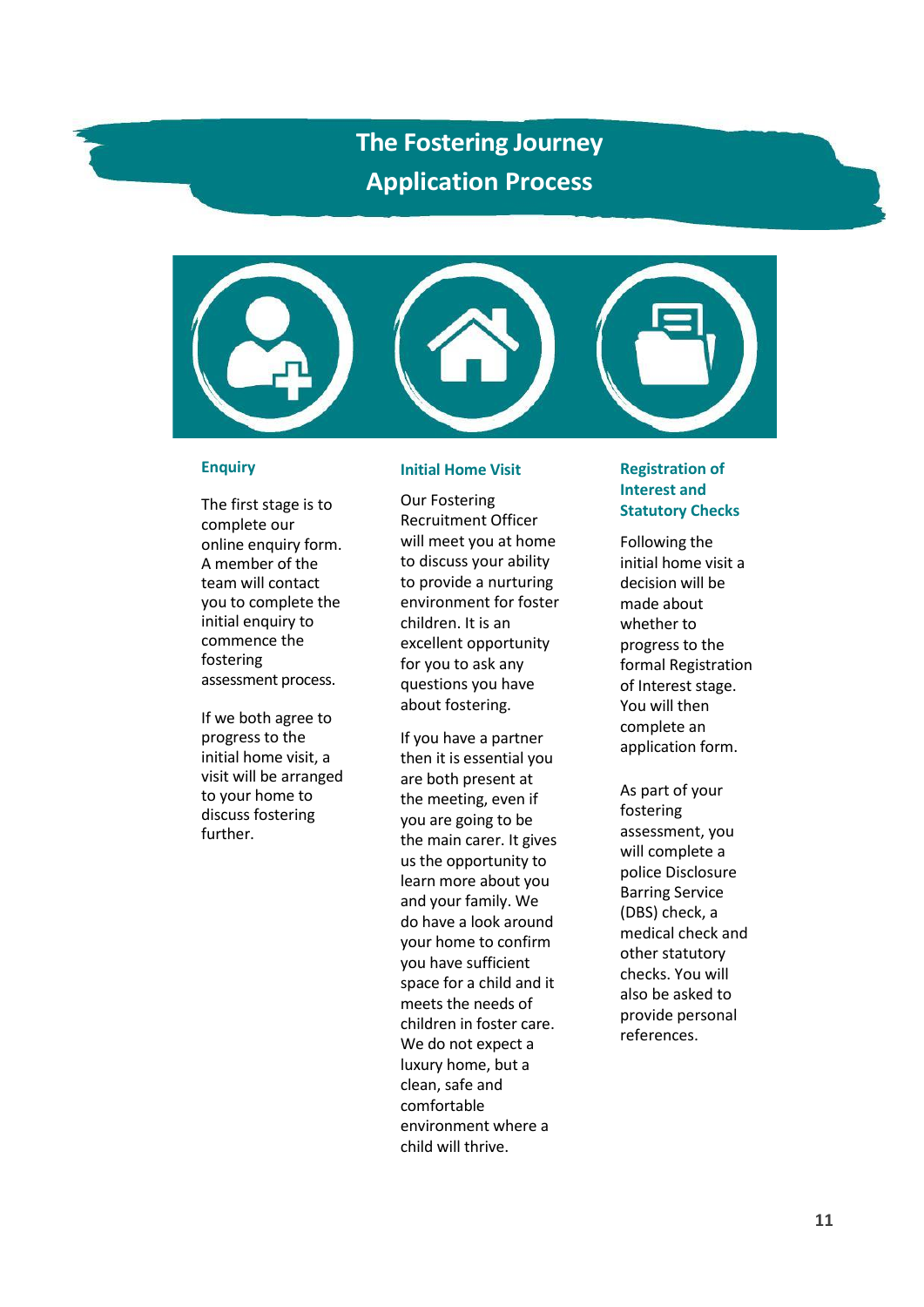# The Fostering Journey
# Application Process

### Enquiry

The first stage is to complete our online enquiry form. A member of the team will contact you to complete the initial enquiry to commence the fostering assessment process.

If we both agree to progress to the initial home visit, a visit will be arranged to your home to discuss fostering further.

### Initial Home Visit

Our Fostering Recruitment Officer will meet you at home to discuss your ability to provide a nurturing environment for foster children. It is an excellent opportunity for you to ask any questions you have about fostering.

If you have a partner then it is essential you are both present at the meeting, even if you are going to be the main carer. It gives us the opportunity to learn more about you and your family. We do have a look around your home to confirm you have sufficient space for a child and it meets the needs of children in foster care. We do not expect a luxury home, but a clean, safe and comfortable environment where a child will thrive.

### Registration of Interest and Statutory Checks

Following the initial home visit a decision will be made about whether to progress to the formal Registration of Interest stage. You will then complete an application form.

As part of your fostering assessment, you will complete a police Disclosure Barring Service (DBS) check, a medical check and other statutory checks. You will also be asked to provide personal references.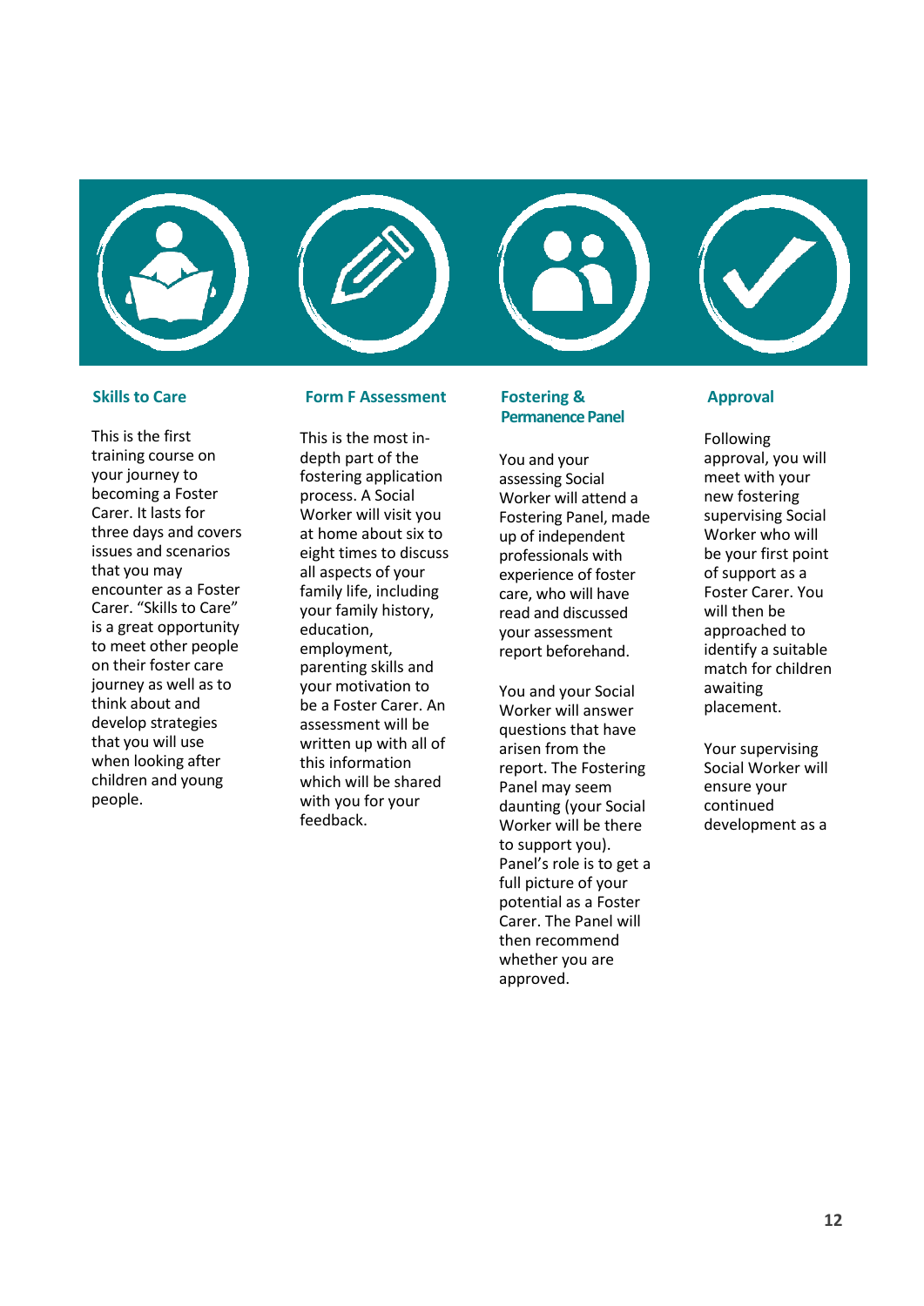### Skills to Care

This is the first training course on your journey to becoming a Foster Carer. It lasts for three days and covers issues and scenarios that you may encounter as a Foster Carer. "Skills to Care" is a great opportunity to meet other people on their foster care journey as well as to think about and develop strategies that you will use when looking after children and young people.

### Form F Assessment

This is the most in-depth part of the fostering application process. A Social Worker will visit you at home about six to eight times to discuss all aspects of your family life, including your family history, education, employment, parenting skills and your motivation to be a Foster Carer. An assessment will be written up with all of this information which will be shared with you for your feedback.

### Fostering & Permanence Panel

You and your assessing Social Worker will attend a Fostering Panel, made up of independent professionals with experience of foster care, who will have read and discussed your assessment report beforehand.

You and your Social Worker will answer questions that have arisen from the report. The Fostering Panel may seem daunting (your Social Worker will be there to support you). Panel's role is to get a full picture of your potential as a Foster Carer. The Panel will then recommend whether you are approved.

### Approval

Following approval, you will meet with your new fostering supervising Social Worker who will be your first point of support as a Foster Carer. You will then be approached to identify a suitable match for children awaiting placement.

Your supervising Social Worker will ensure your continued development as a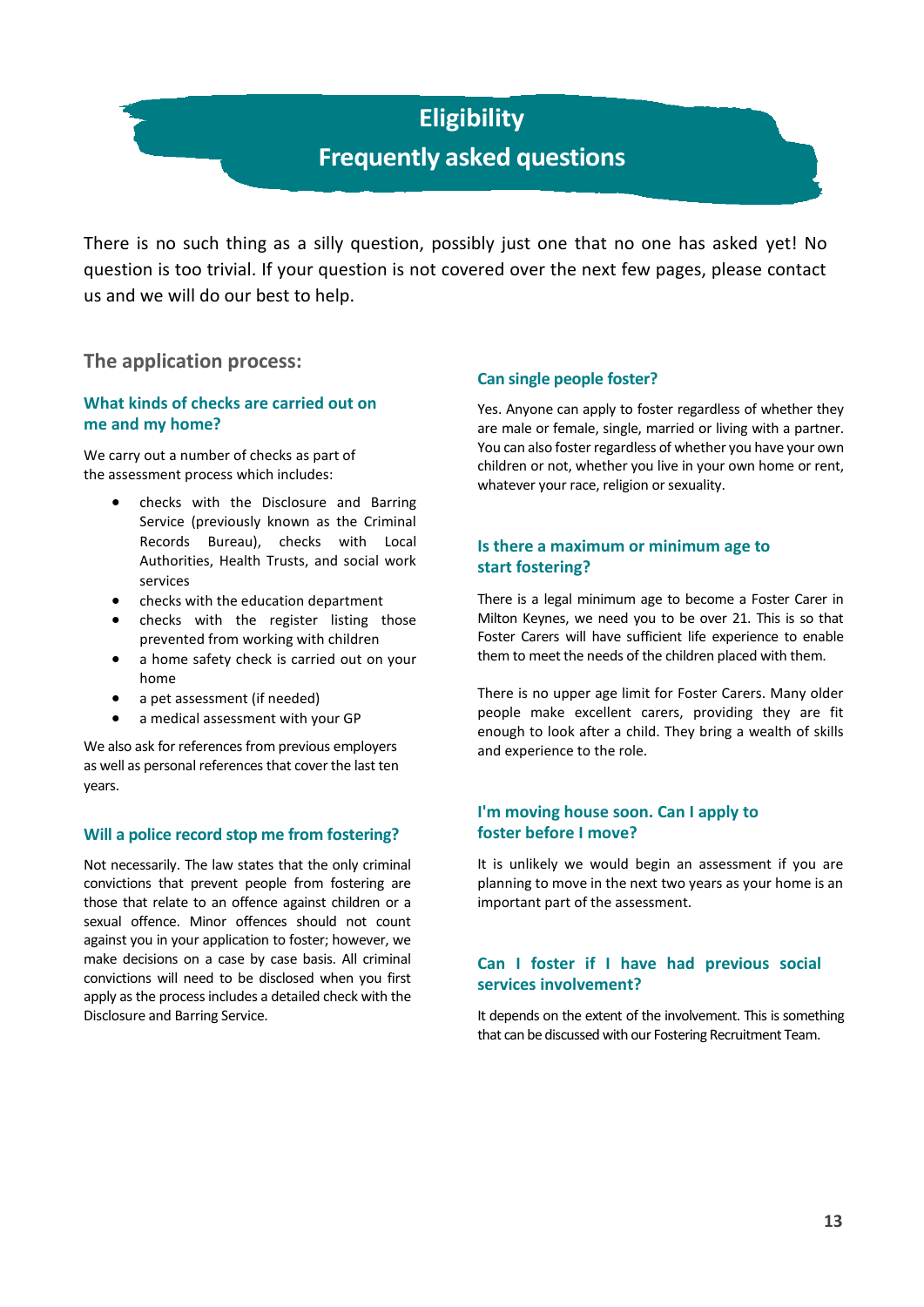# Eligibility

# Frequently asked questions

There is no such thing as a silly question, possibly just one that no one has asked yet! No question is too trivial. If your question is not covered over the next few pages, please contact us and we will do our best to help.

## The application process:

### What kinds of checks are carried out on me and my home?

We carry out a number of checks as part of the assessment process which includes:

- checks with the Disclosure and Barring Service (previously known as the Criminal Records Bureau), checks with Local Authorities, Health Trusts, and social work services
- checks with the education department
- checks with the register listing those prevented from working with children
- a home safety check is carried out on your home
- a pet assessment (if needed)
- a medical assessment with your GP

We also ask for references from previous employers as well as personal references that cover the last ten years.

### Will a police record stop me from fostering?

Not necessarily. The law states that the only criminal convictions that prevent people from fostering are those that relate to an offence against children or a sexual offence. Minor offences should not count against you in your application to foster; however, we make decisions on a case by case basis. All criminal convictions will need to be disclosed when you first apply as the process includes a detailed check with the Disclosure and Barring Service.

### Can single people foster?

Yes. Anyone can apply to foster regardless of whether they are male or female, single, married or living with a partner. You can also foster regardless of whether you have your own children or not, whether you live in your own home or rent, whatever your race, religion or sexuality.

### Is there a maximum or minimum age to start fostering?

There is a legal minimum age to become a Foster Carer in Milton Keynes, we need you to be over 21. This is so that Foster Carers will have sufficient life experience to enable them to meet the needs of the children placed with them.

There is no upper age limit for Foster Carers. Many older people make excellent carers, providing they are fit enough to look after a child. They bring a wealth of skills and experience to the role.

### I'm moving house soon. Can I apply to foster before I move?

It is unlikely we would begin an assessment if you are planning to move in the next two years as your home is an important part of the assessment.

### Can I foster if I have had previous social services involvement?

It depends on the extent of the involvement. This is something that can be discussed with our Fostering Recruitment Team.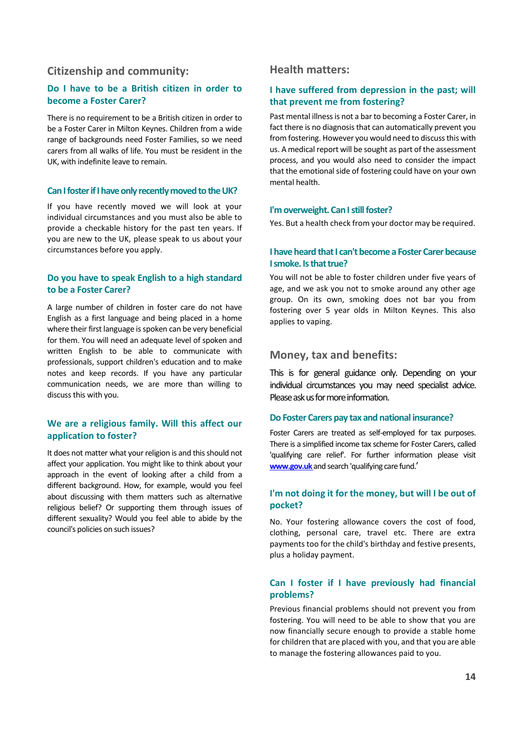## Citizenship and community:

### Do I have to be a British citizen in order to become a Foster Carer?

There is no requirement to be a British citizen in order to be a Foster Carer in Milton Keynes. Children from a wide range of backgrounds need Foster Families, so we need carers from all walks of life. You must be resident in the UK, with indefinite leave to remain.

### Can I foster if I have only recently moved to the UK?

If you have recently moved we will look at your individual circumstances and you must also be able to provide a checkable history for the past ten years. If you are new to the UK, please speak to us about your circumstances before you apply.

### Do you have to speak English to a high standard to be a Foster Carer?

A large number of children in foster care do not have English as a first language and being placed in a home where their first language is spoken can be very beneficial for them. You will need an adequate level of spoken and written English to be able to communicate with professionals, support children's education and to make notes and keep records. If you have any particular communication needs, we are more than willing to discuss this with you.

### We are a religious family. Will this affect our application to foster?

It does not matter what your religion is and this should not affect your application. You might like to think about your approach in the event of looking after a child from a different background. How, for example, would you feel about discussing with them matters such as alternative religious belief? Or supporting them through issues of different sexuality? Would you feel able to abide by the council's policies on such issues?

## Health matters:

### I have suffered from depression in the past; will that prevent me from fostering?

Past mental illness is not a bar to becoming a Foster Carer, in fact there is no diagnosis that can automatically prevent you from fostering. However you would need to discuss this with us. A medical report will be sought as part of the assessment process, and you would also need to consider the impact that the emotional side of fostering could have on your own mental health.

### I'm overweight. Can I still foster?

Yes. But a health check from your doctor may be required.

### I have heard that I can't become a Foster Carer because I smoke. Is that true?

You will not be able to foster children under five years of age, and we ask you not to smoke around any other age group. On its own, smoking does not bar you from fostering over 5 year olds in Milton Keynes. This also applies to vaping.

## Money, tax and benefits:

This is for general guidance only. Depending on your individual circumstances you may need specialist advice. Please ask us for more information.

### Do Foster Carers pay tax and national insurance?

Foster Carers are treated as self-employed for tax purposes. There is a simplified income tax scheme for Foster Carers, called 'qualifying care relief'. For further information please visit [www.gov.uk](http://www.gov.uk) and search 'qualifying care fund.'

### I'm not doing it for the money, but will I be out of pocket?

No. Your fostering allowance covers the cost of food, clothing, personal care, travel etc. There are extra payments too for the child's birthday and festive presents, plus a holiday payment.

### Can I foster if I have previously had financial problems?

Previous financial problems should not prevent you from fostering. You will need to be able to show that you are now financially secure enough to provide a stable home for children that are placed with you, and that you are able to manage the fostering allowances paid to you.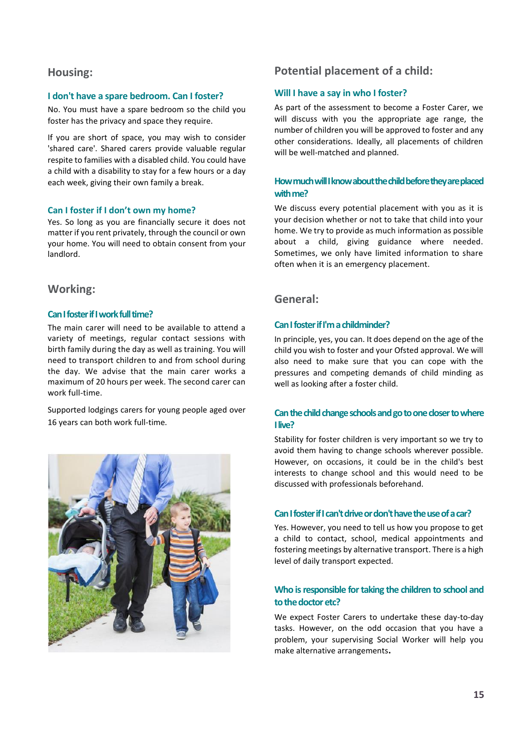## Housing:

### I don't have a spare bedroom. Can I foster?

No. You must have a spare bedroom so the child you foster has the privacy and space they require.

If you are short of space, you may wish to consider 'shared care'. Shared carers provide valuable regular respite to families with a disabled child. You could have a child with a disability to stay for a few hours or a day each week, giving their own family a break.

### Can I foster if I don't own my home?

Yes. So long as you are financially secure it does not matter if you rent privately, through the council or own your home. You will need to obtain consent from your landlord.

## Working:

### Can I foster if I work full time?

The main carer will need to be available to attend a variety of meetings, regular contact sessions with birth family during the day as well as training. You will need to transport children to and from school during the day. We advise that the main carer works a maximum of 20 hours per week. The second carer can work full-time.

Supported lodgings carers for young people aged over 16 years can both work full-time.

## Potential placement of a child:

### Will I have a say in who I foster?

As part of the assessment to become a Foster Carer, we will discuss with you the appropriate age range, the number of children you will be approved to foster and any other considerations. Ideally, all placements of children will be well-matched and planned.

### How much will I know about the child before they are placed with me?

We discuss every potential placement with you as it is your decision whether or not to take that child into your home. We try to provide as much information as possible about a child, giving guidance where needed. Sometimes, we only have limited information to share often when it is an emergency placement.

## General:

### Can I foster if I'm a childminder?

In principle, yes, you can. It does depend on the age of the child you wish to foster and your Ofsted approval. We will also need to make sure that you can cope with the pressures and competing demands of child minding as well as looking after a foster child.

### Can the child change schools and go to one closer to where I live?

Stability for foster children is very important so we try to avoid them having to change schools wherever possible. However, on occasions, it could be in the child's best interests to change school and this would need to be discussed with professionals beforehand.

### Can I foster if I can't drive or don't have the use of a car?

Yes. However, you need to tell us how you propose to get a child to contact, school, medical appointments and fostering meetings by alternative transport. There is a high level of daily transport expected.

### Who is responsible for taking the children to school and to the doctor etc?

We expect Foster Carers to undertake these day-to-day tasks. However, on the odd occasion that you have a problem, your supervising Social Worker will help you make alternative arrangements**.**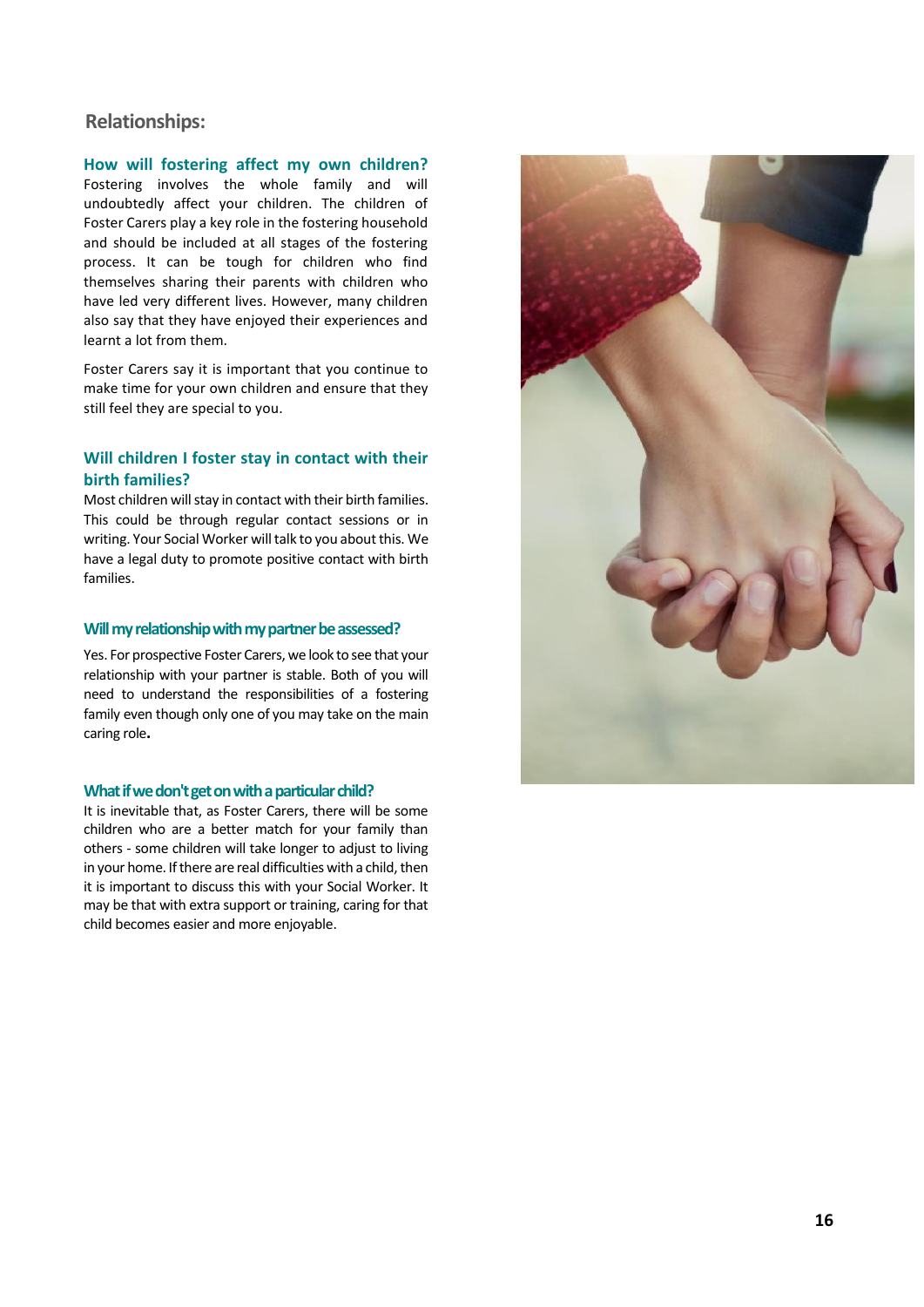## Relationships:

### How will fostering affect my own children?

Fostering involves the whole family and will undoubtedly affect your children. The children of Foster Carers play a key role in the fostering household and should be included at all stages of the fostering process. It can be tough for children who find themselves sharing their parents with children who have led very different lives. However, many children also say that they have enjoyed their experiences and learnt a lot from them.

Foster Carers say it is important that you continue to make time for your own children and ensure that they still feel they are special to you.

### Will children I foster stay in contact with their birth families?

Most children will stay in contact with their birth families. This could be through regular contact sessions or in writing. Your Social Worker will talk to you about this. We have a legal duty to promote positive contact with birth families.

### Will my relationship with my partner be assessed?

Yes. For prospective Foster Carers, we look to see that your relationship with your partner is stable. Both of you will need to understand the responsibilities of a fostering family even though only one of you may take on the main caring role**.**

### What if we don't get on with a particular child?

It is inevitable that, as Foster Carers, there will be some children who are a better match for your family than others - some children will take longer to adjust to living in your home. If there are real difficulties with a child, then it is important to discuss this with your Social Worker. It may be that with extra support or training, caring for that child becomes easier and more enjoyable.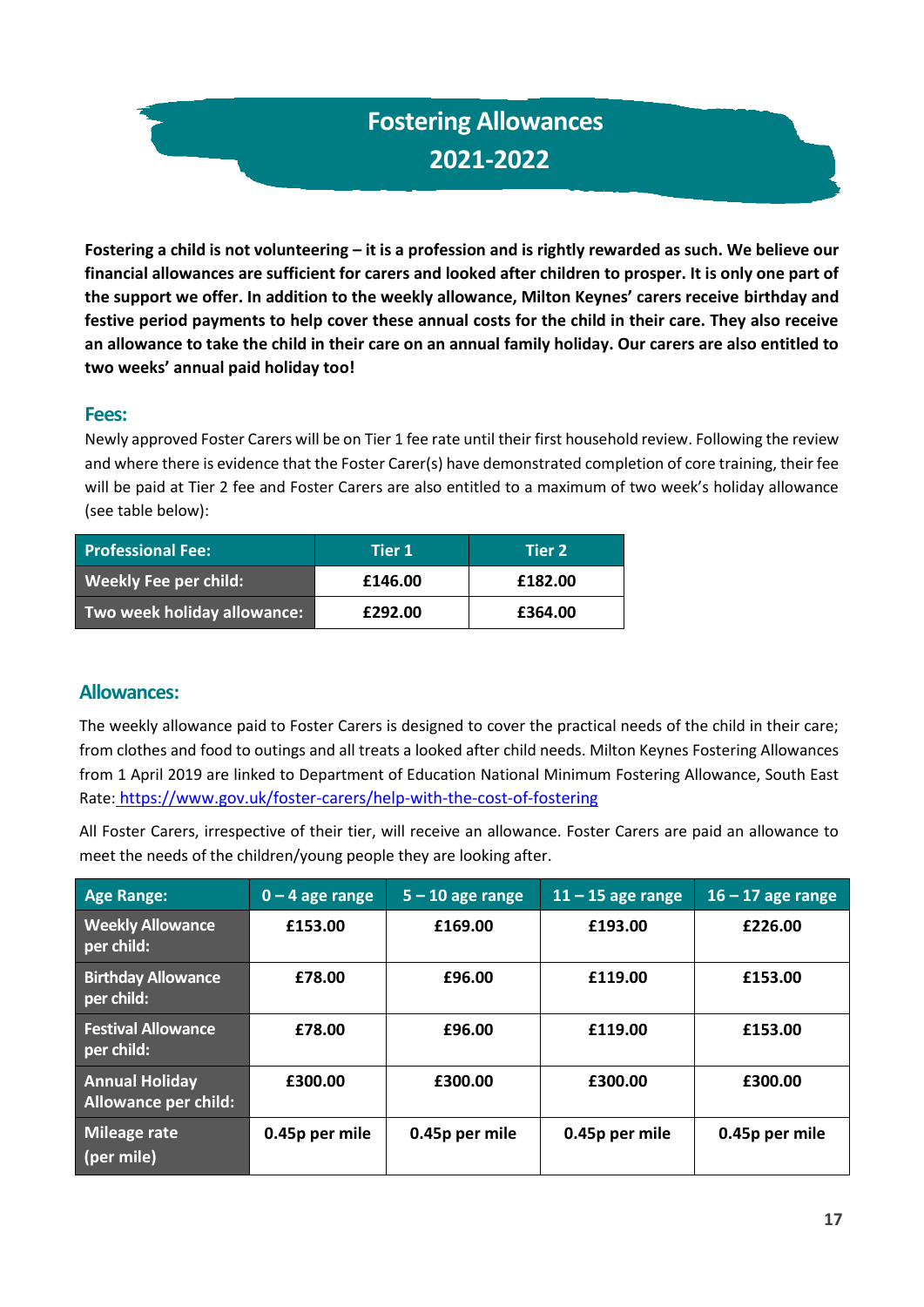# Fostering Allowances 2021-2022

**Fostering a child is not volunteering – it is a profession and is rightly rewarded as such. We believe our financial allowances are sufficient for carers and looked after children to prosper. It is only one part of the support we offer. In addition to the weekly allowance, Milton Keynes' carers receive birthday and festive period payments to help cover these annual costs for the child in their care. They also receive an allowance to take the child in their care on an annual family holiday. Our carers are also entitled to two weeks' annual paid holiday too!**

## Fees:

Newly approved Foster Carers will be on Tier 1 fee rate until their first household review. Following the review and where there is evidence that the Foster Carer(s) have demonstrated completion of core training, their fee will be paid at Tier 2 fee and Foster Carers are also entitled to a maximum of two week's holiday allowance (see table below):

| Professional Fee: | Tier 1 | Tier 2 |
|---|---|---|
| Weekly Fee per child: | £146.00 | £182.00 |
| Two week holiday allowance: | £292.00 | £364.00 |

## Allowances:

The weekly allowance paid to Foster Carers is designed to cover the practical needs of the child in their care; from clothes and food to outings and all treats a looked after child needs. Milton Keynes Fostering Allowances from 1 April 2019 are linked to Department of Education National Minimum Fostering Allowance, South East Rate: https://www.gov.uk/foster-carers/help-with-the-cost-of-fostering

All Foster Carers, irrespective of their tier, will receive an allowance. Foster Carers are paid an allowance to meet the needs of the children/young people they are looking after.

| Age Range: | 0 – 4 age range | 5 – 10 age range | 11 – 15 age range | 16 – 17 age range |
|---|---|---|---|---|
| Weekly Allowance per child: | £153.00 | £169.00 | £193.00 | £226.00 |
| Birthday Allowance per child: | £78.00 | £96.00 | £119.00 | £153.00 |
| Festival Allowance per child: | £78.00 | £96.00 | £119.00 | £153.00 |
| Annual Holiday Allowance per child: | £300.00 | £300.00 | £300.00 | £300.00 |
| Mileage rate (per mile) | 0.45p per mile | 0.45p per mile | 0.45p per mile | 0.45p per mile |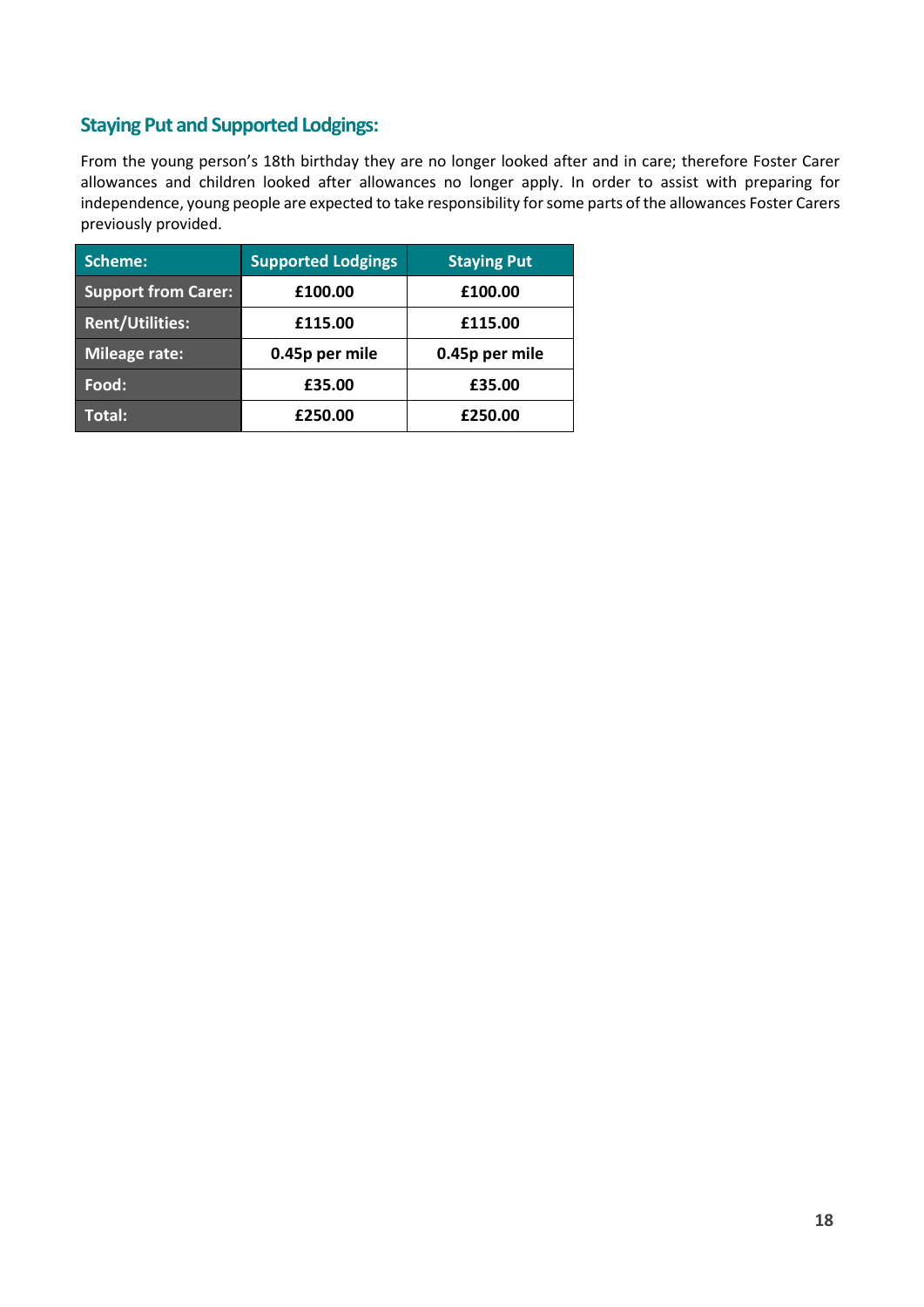## Staying Put and Supported Lodgings:

From the young person's 18th birthday they are no longer looked after and in care; therefore Foster Carer allowances and children looked after allowances no longer apply. In order to assist with preparing for independence, young people are expected to take responsibility for some parts of the allowances Foster Carers previously provided.

| Scheme: | Supported Lodgings | Staying Put |
|---|---|---|
| Support from Carer: | £100.00 | £100.00 |
| Rent/Utilities: | £115.00 | £115.00 |
| Mileage rate: | 0.45p per mile | 0.45p per mile |
| Food: | £35.00 | £35.00 |
| Total: | £250.00 | £250.00 |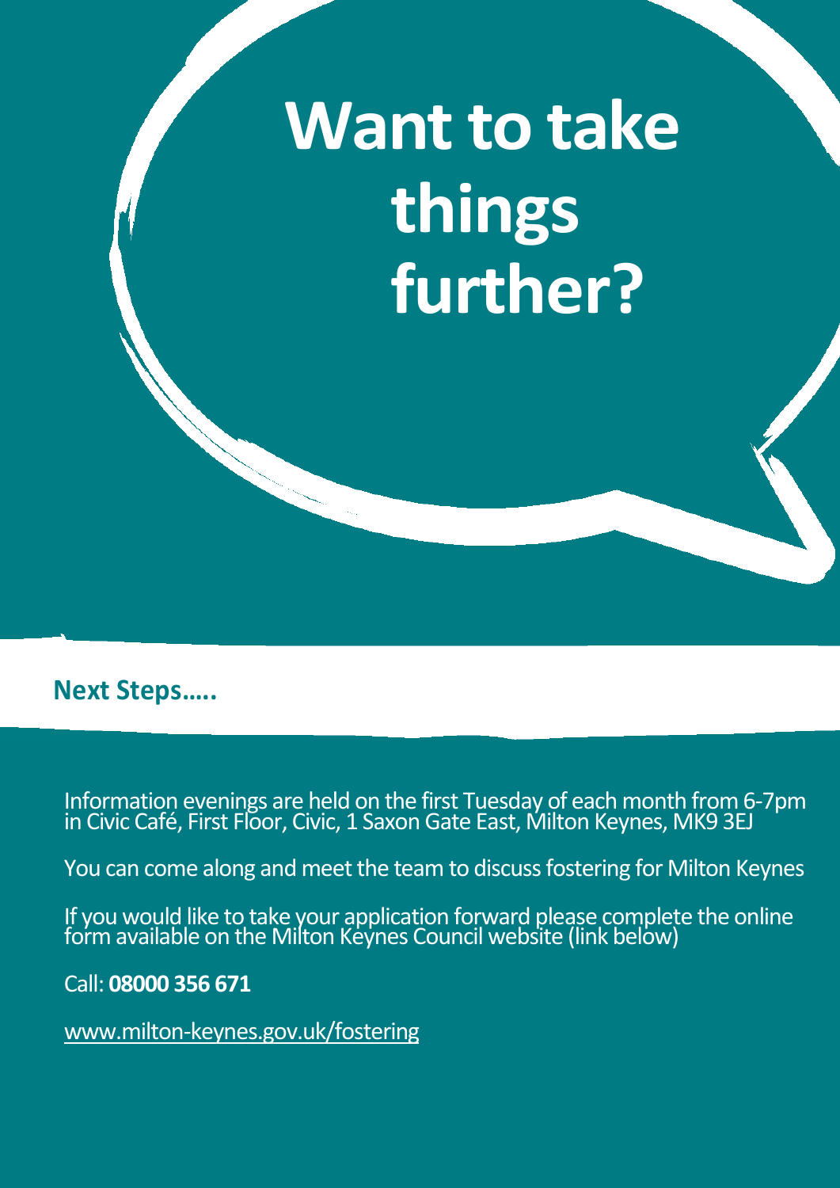# Want to take things further?

## Next Steps…..

Information evenings are held on the first Tuesday of each month from 6-7pm in Civic Café, First Floor, Civic, 1 Saxon Gate East, Milton Keynes, MK9 3EJ

You can come along and meet the team to discuss fostering for Milton Keynes

If you would like to take your application forward please complete the online form available on the Milton Keynes Council website (link below)

Call: **08000 356 671**

www.milton-keynes.gov.uk/fostering